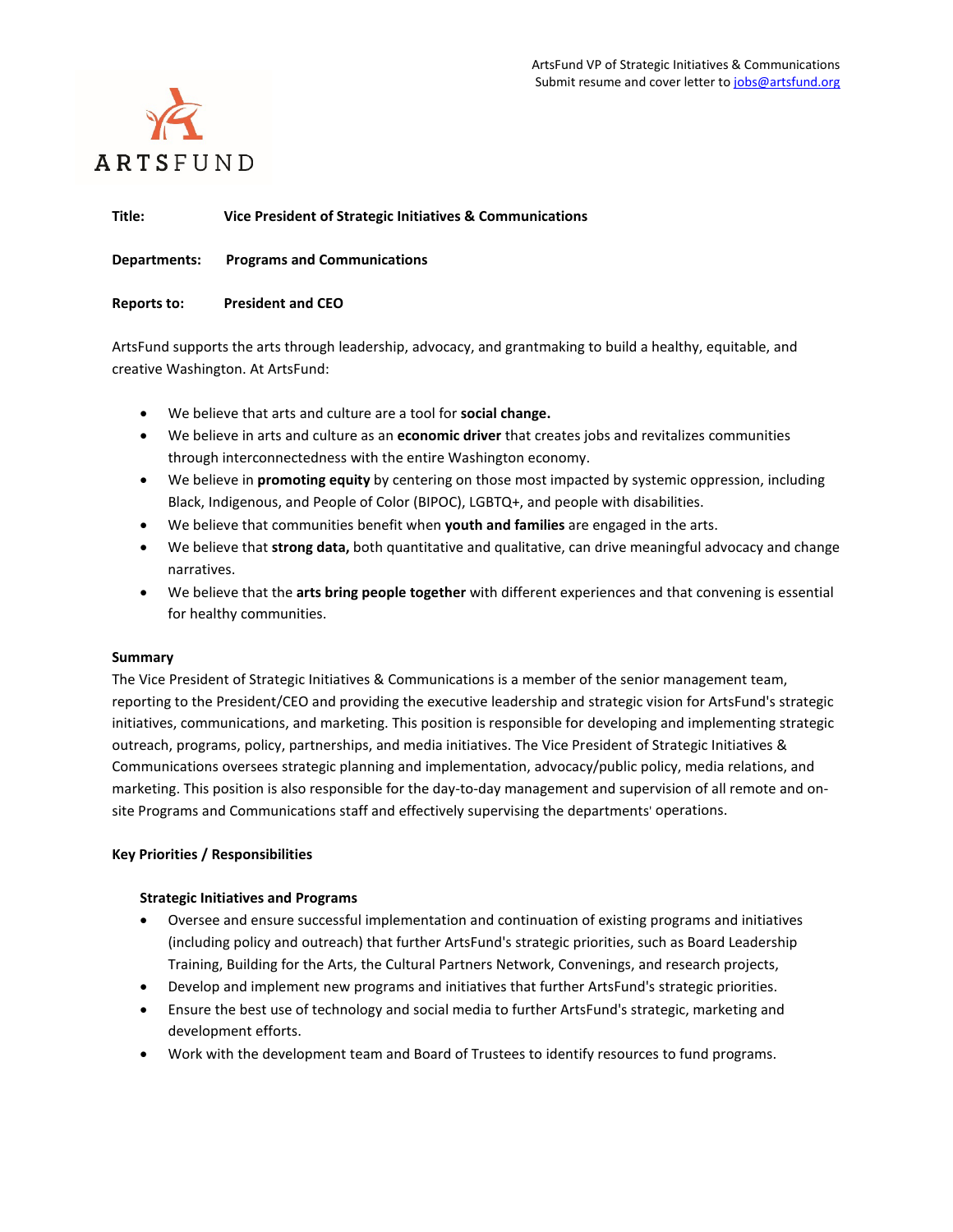ArtsFund VP of Strategic Initiatives & Communications
Submit resume and cover letter to jobs@artsfund.org

ARTSFUND

**Title:** **Vice President of Strategic Initiatives & Communications**

**Departments:** **Programs and Communications**

**Reports to:** **President and CEO**

ArtsFund supports the arts through leadership, advocacy, and grantmaking to build a healthy, equitable, and creative Washington. At ArtsFund:

- We believe that arts and culture are a tool for **social change.**
- We believe in arts and culture as an **economic driver** that creates jobs and revitalizes communities through interconnectedness with the entire Washington economy.
- We believe in **promoting equity** by centering on those most impacted by systemic oppression, including Black, Indigenous, and People of Color (BIPOC), LGBTQ+, and people with disabilities.
- We believe that communities benefit when **youth and families** are engaged in the arts.
- We believe that **strong data,** both quantitative and qualitative, can drive meaningful advocacy and change narratives.
- We believe that the **arts bring people together** with different experiences and that convening is essential for healthy communities.

**Summary**

The Vice President of Strategic Initiatives & Communications is a member of the senior management team, reporting to the President/CEO and providing the executive leadership and strategic vision for ArtsFund's strategic initiatives, communications, and marketing. This position is responsible for developing and implementing strategic outreach, programs, policy, partnerships, and media initiatives. The Vice President of Strategic Initiatives & Communications oversees strategic planning and implementation, advocacy/public policy, media relations, and marketing. This position is also responsible for the day-to-day management and supervision of all remote and on-site Programs and Communications staff and effectively supervising the departments' operations.

**Key Priorities / Responsibilities**

**Strategic Initiatives and Programs**

- Oversee and ensure successful implementation and continuation of existing programs and initiatives (including policy and outreach) that further ArtsFund's strategic priorities, such as Board Leadership Training, Building for the Arts, the Cultural Partners Network, Convenings, and research projects,
- Develop and implement new programs and initiatives that further ArtsFund's strategic priorities.
- Ensure the best use of technology and social media to further ArtsFund's strategic, marketing and development efforts.
- Work with the development team and Board of Trustees to identify resources to fund programs.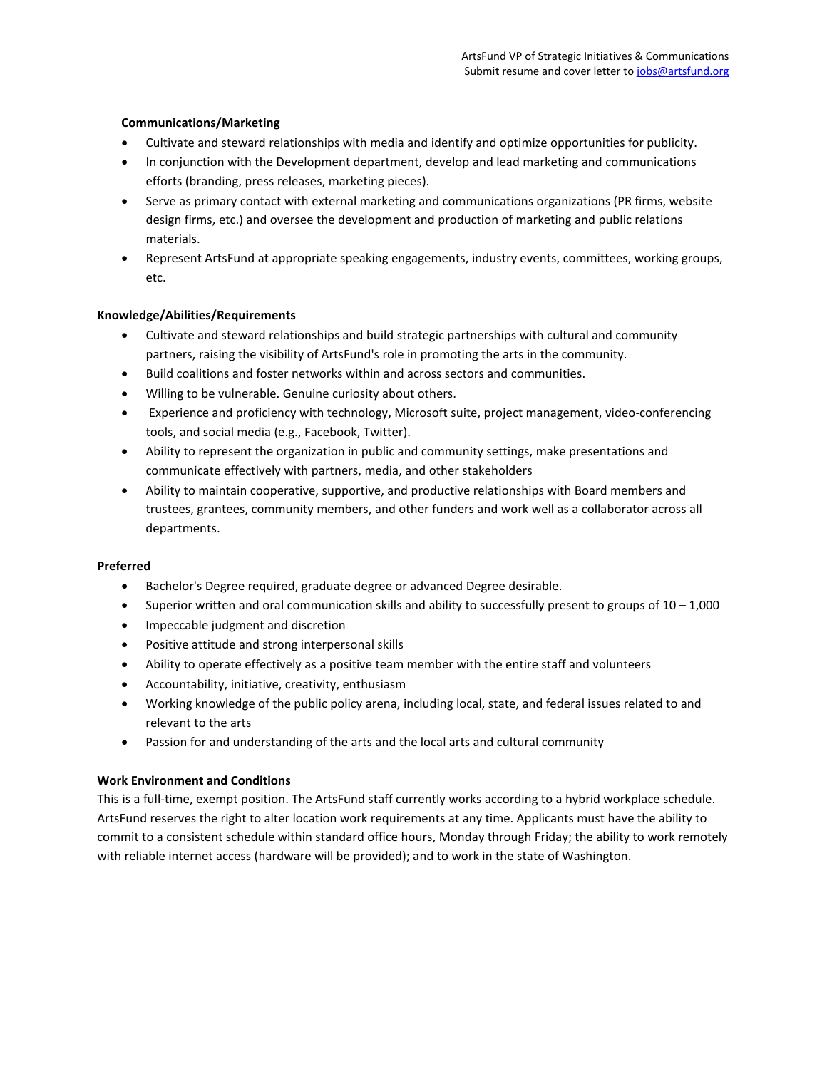**Communications/Marketing**

- Cultivate and steward relationships with media and identify and optimize opportunities for publicity.
- In conjunction with the Development department, develop and lead marketing and communications efforts (branding, press releases, marketing pieces).
- Serve as primary contact with external marketing and communications organizations (PR firms, website design firms, etc.) and oversee the development and production of marketing and public relations materials.
- Represent ArtsFund at appropriate speaking engagements, industry events, committees, working groups, etc.

**Knowledge/Abilities/Requirements**

- Cultivate and steward relationships and build strategic partnerships with cultural and community partners, raising the visibility of ArtsFund's role in promoting the arts in the community.
- Build coalitions and foster networks within and across sectors and communities.
- Willing to be vulnerable. Genuine curiosity about others.
- Experience and proficiency with technology, Microsoft suite, project management, video-conferencing tools, and social media (e.g., Facebook, Twitter).
- Ability to represent the organization in public and community settings, make presentations and communicate effectively with partners, media, and other stakeholders
- Ability to maintain cooperative, supportive, and productive relationships with Board members and trustees, grantees, community members, and other funders and work well as a collaborator across all departments.

**Preferred**

- Bachelor's Degree required, graduate degree or advanced Degree desirable.
- Superior written and oral communication skills and ability to successfully present to groups of 10 – 1,000
- Impeccable judgment and discretion
- Positive attitude and strong interpersonal skills
- Ability to operate effectively as a positive team member with the entire staff and volunteers
- Accountability, initiative, creativity, enthusiasm
- Working knowledge of the public policy arena, including local, state, and federal issues related to and relevant to the arts
- Passion for and understanding of the arts and the local arts and cultural community

**Work Environment and Conditions**

This is a full-time, exempt position. The ArtsFund staff currently works according to a hybrid workplace schedule. ArtsFund reserves the right to alter location work requirements at any time. Applicants must have the ability to commit to a consistent schedule within standard office hours, Monday through Friday; the ability to work remotely with reliable internet access (hardware will be provided); and to work in the state of Washington.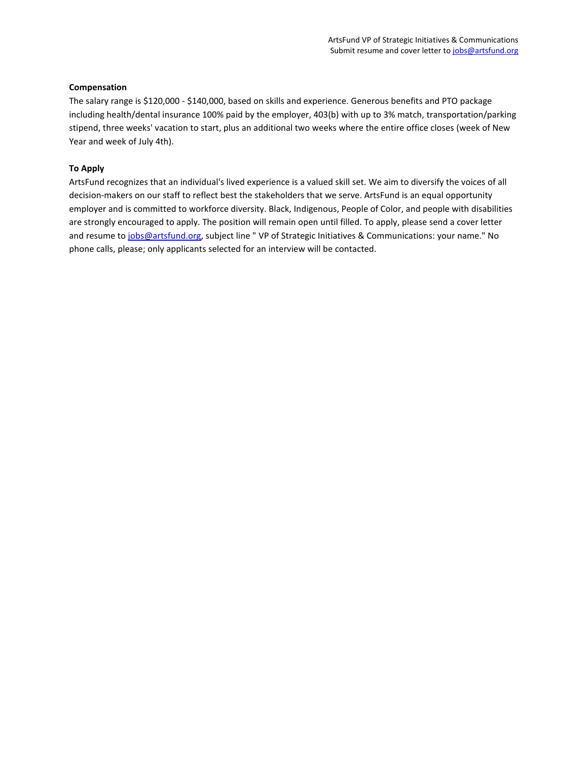**Compensation**

The salary range is $120,000 - $140,000, based on skills and experience. Generous benefits and PTO package including health/dental insurance 100% paid by the employer, 403(b) with up to 3% match, transportation/parking stipend, three weeks' vacation to start, plus an additional two weeks where the entire office closes (week of New Year and week of July 4th).

**To Apply**

ArtsFund recognizes that an individual's lived experience is a valued skill set. We aim to diversify the voices of all decision-makers on our staff to reflect best the stakeholders that we serve. ArtsFund is an equal opportunity employer and is committed to workforce diversity. Black, Indigenous, People of Color, and people with disabilities are strongly encouraged to apply. The position will remain open until filled. To apply, please send a cover letter and resume to jobs@artsfund.org, subject line " VP of Strategic Initiatives & Communications: your name." No phone calls, please; only applicants selected for an interview will be contacted.